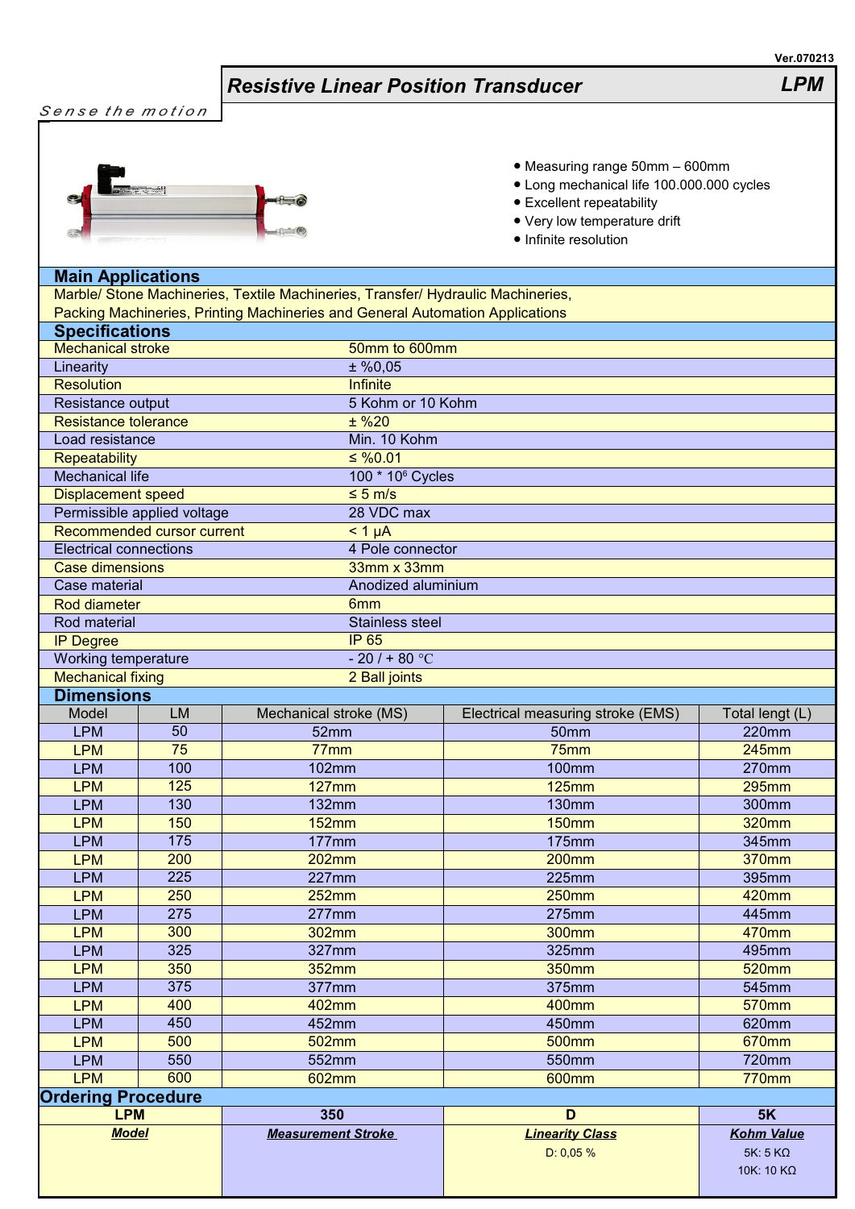Ver.070213

# Resistive Linear Position Transducer — LPM

*Sense the motion*

- Measuring range 50mm – 600mm
- Long mechanical life 100.000.000 cycles
- Excellent repeatability
- Very low temperature drift
- Infinite resolution

## Main Applications

Marble/ Stone Machineries, Textile Machineries, Transfer/ Hydraulic Machineries, Packing Machineries, Printing Machineries and General Automation Applications

## Specifications

| | |
|---|---|
| Mechanical stroke | 50mm to 600mm |
| Linearity | ± %0,05 |
| Resolution | Infinite |
| Resistance output | 5 Kohm or 10 Kohm |
| Resistance tolerance | ± %20 |
| Load resistance | Min. 10 Kohm |
| Repeatability | ≤ %0.01 |
| Mechanical life | 100 * $10^6$ Cycles |
| Displacement speed | ≤ 5 m/s |
| Permissible applied voltage | 28 VDC max |
| Recommended cursor current | < 1 µA |
| Electrical connections | 4 Pole connector |
| Case dimensions | 33mm x 33mm |
| Case material | Anodized aluminium |
| Rod diameter | 6mm |
| Rod material | Stainless steel |
| IP Degree | IP 65 |
| Working temperature | - 20 / + 80 ℃ |
| Mechanical fixing | 2 Ball joints |

## Dimensions

| Model | LM | Mechanical stroke (MS) | Electrical measuring stroke (EMS) | Total lengt (L) |
|---|---|---|---|---|
| LPM | 50 | 52mm | 50mm | 220mm |
| LPM | 75 | 77mm | 75mm | 245mm |
| LPM | 100 | 102mm | 100mm | 270mm |
| LPM | 125 | 127mm | 125mm | 295mm |
| LPM | 130 | 132mm | 130mm | 300mm |
| LPM | 150 | 152mm | 150mm | 320mm |
| LPM | 175 | 177mm | 175mm | 345mm |
| LPM | 200 | 202mm | 200mm | 370mm |
| LPM | 225 | 227mm | 225mm | 395mm |
| LPM | 250 | 252mm | 250mm | 420mm |
| LPM | 275 | 277mm | 275mm | 445mm |
| LPM | 300 | 302mm | 300mm | 470mm |
| LPM | 325 | 327mm | 325mm | 495mm |
| LPM | 350 | 352mm | 350mm | 520mm |
| LPM | 375 | 377mm | 375mm | 545mm |
| LPM | 400 | 402mm | 400mm | 570mm |
| LPM | 450 | 452mm | 450mm | 620mm |
| LPM | 500 | 502mm | 500mm | 670mm |
| LPM | 550 | 552mm | 550mm | 720mm |
| LPM | 600 | 602mm | 600mm | 770mm |

## Ordering Procedure

| LPM | 350 | D | 5K |
|---|---|---|---|
| ***Model*** | ***Measurement Stroke*** | ***Linearity Class*** | ***Kohm Value*** |
| | | D: 0,05 % | 5K: 5 KΩ<br>10K: 10 KΩ |